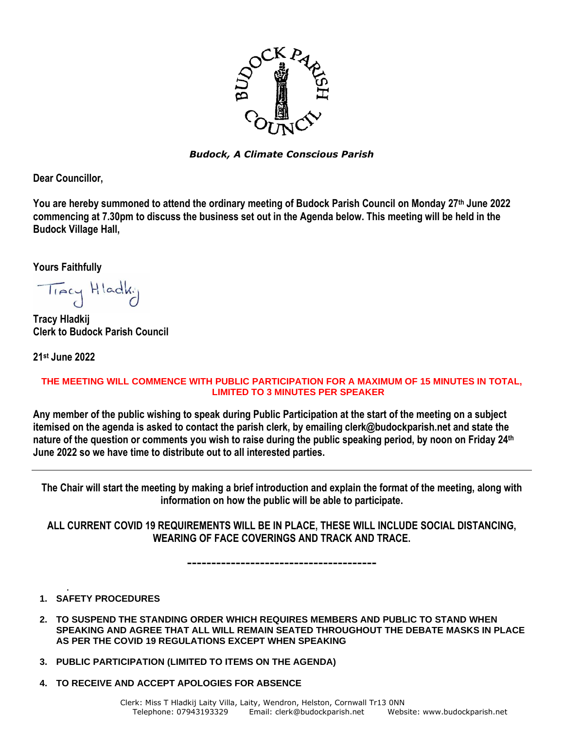*Budock, A Climate Conscious Parish*

**Dear Councillor,**

**You are hereby summoned to attend the ordinary meeting of Budock Parish Council on Monday 27th June 2022 commencing at 7.30pm to discuss the business set out in the Agenda below. This meeting will be held in the Budock Village Hall,**

**Yours Faithfully**

Tracy Hladkij

**Tracy Hladkij**
**Clerk to Budock Parish Council**

**21st June 2022**

**THE MEETING WILL COMMENCE WITH PUBLIC PARTICIPATION FOR A MAXIMUM OF 15 MINUTES IN TOTAL, LIMITED TO 3 MINUTES PER SPEAKER**

**Any member of the public wishing to speak during Public Participation at the start of the meeting on a subject itemised on the agenda is asked to contact the parish clerk, by emailing clerk@budockparish.net and state the nature of the question or comments you wish to raise during the public speaking period, by noon on Friday 24th June 2022 so we have time to distribute out to all interested parties.**

---

**The Chair will start the meeting by making a brief introduction and explain the format of the meeting, along with information on how the public will be able to participate.**

**ALL CURRENT COVID 19 REQUIREMENTS WILL BE IN PLACE, THESE WILL INCLUDE SOCIAL DISTANCING, WEARING OF FACE COVERINGS AND TRACK AND TRACE.**

---

1. **SAFETY PROCEDURES**
2. **TO SUSPEND THE STANDING ORDER WHICH REQUIRES MEMBERS AND PUBLIC TO STAND WHEN SPEAKING AND AGREE THAT ALL WILL REMAIN SEATED THROUGHOUT THE DEBATE MASKS IN PLACE AS PER THE COVID 19 REGULATIONS EXCEPT WHEN SPEAKING**
3. **PUBLIC PARTICIPATION (LIMITED TO ITEMS ON THE AGENDA)**
4. **TO RECEIVE AND ACCEPT APOLOGIES FOR ABSENCE**

Clerk: Miss T Hladkij Laity Villa, Laity, Wendron, Helston, Cornwall Tr13 0NN
Telephone: 07943193329 Email: clerk@budockparish.net Website: www.budockparish.net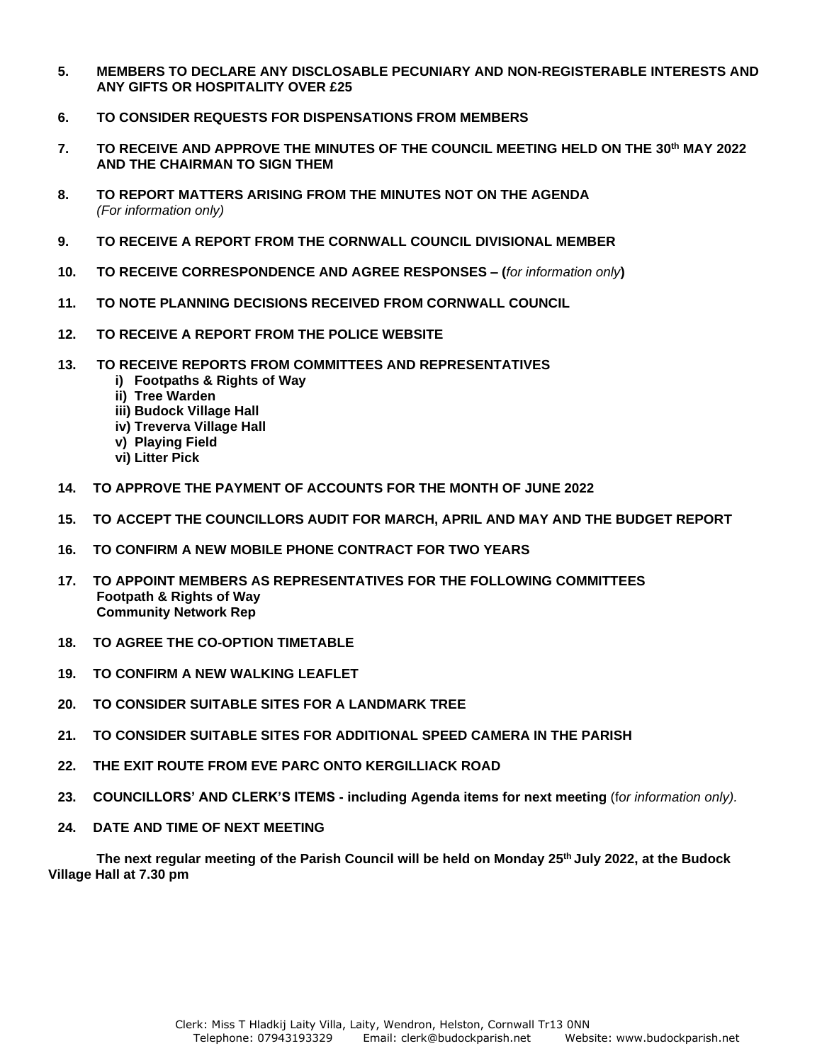5. **MEMBERS TO DECLARE ANY DISCLOSABLE PECUNIARY AND NON-REGISTERABLE INTERESTS AND ANY GIFTS OR HOSPITALITY OVER £25**

6. **TO CONSIDER REQUESTS FOR DISPENSATIONS FROM MEMBERS**

7. **TO RECEIVE AND APPROVE THE MINUTES OF THE COUNCIL MEETING HELD ON THE 30th MAY 2022 AND THE CHAIRMAN TO SIGN THEM**

8. **TO REPORT MATTERS ARISING FROM THE MINUTES NOT ON THE AGENDA**
   *(For information only)*

9. **TO RECEIVE A REPORT FROM THE CORNWALL COUNCIL DIVISIONAL MEMBER**

10. **TO RECEIVE CORRESPONDENCE AND AGREE RESPONSES – (***for information only***)**

11. **TO NOTE PLANNING DECISIONS RECEIVED FROM CORNWALL COUNCIL**

12. **TO RECEIVE A REPORT FROM THE POLICE WEBSITE**

13. **TO RECEIVE REPORTS FROM COMMITTEES AND REPRESENTATIVES**
    - **i) Footpaths & Rights of Way**
    - **ii) Tree Warden**
    - **iii) Budock Village Hall**
    - **iv) Treverva Village Hall**
    - **v) Playing Field**
    - **vi) Litter Pick**

14. **TO APPROVE THE PAYMENT OF ACCOUNTS FOR THE MONTH OF JUNE 2022**

15. **TO ACCEPT THE COUNCILLORS AUDIT FOR MARCH, APRIL AND MAY AND THE BUDGET REPORT**

16. **TO CONFIRM A NEW MOBILE PHONE CONTRACT FOR TWO YEARS**

17. **TO APPOINT MEMBERS AS REPRESENTATIVES FOR THE FOLLOWING COMMITTEES**
    **Footpath & Rights of Way**
    **Community Network Rep**

18. **TO AGREE THE CO-OPTION TIMETABLE**

19. **TO CONFIRM A NEW WALKING LEAFLET**

20. **TO CONSIDER SUITABLE SITES FOR A LANDMARK TREE**

21. **TO CONSIDER SUITABLE SITES FOR ADDITIONAL SPEED CAMERA IN THE PARISH**

22. **THE EXIT ROUTE FROM EVE PARC ONTO KERGILLIACK ROAD**

23. **COUNCILLORS' AND CLERK'S ITEMS - including Agenda items for next meeting** (f*or information only).*

24. **DATE AND TIME OF NEXT MEETING**

**The next regular meeting of the Parish Council will be held on Monday 25th July 2022, at the Budock Village Hall at 7.30 pm**

Clerk: Miss T Hladkij Laity Villa, Laity, Wendron, Helston, Cornwall Tr13 0NN
Telephone: 07943193329 Email: clerk@budockparish.net Website: www.budockparish.net